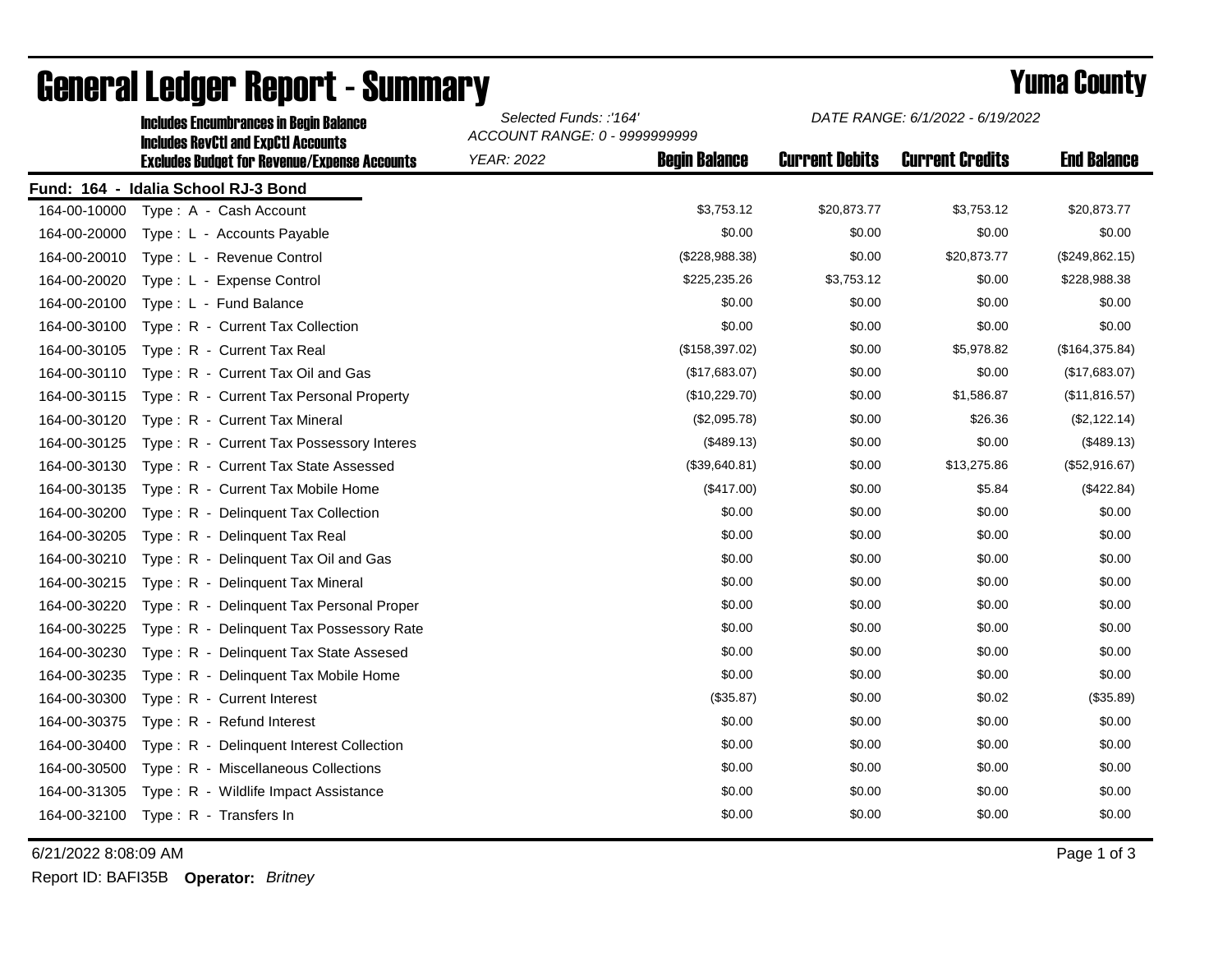# General Ledger Report - Summary

**Yuma County**

**Includes Encumbrances in Begin Balance**
**Includes RevCtl and ExpCtl Accounts**
**Excludes Budget for Revenue/Expense Accounts**

*Selected Funds: :'164'*
*ACCOUNT RANGE: 0 - 9999999999*
*YEAR: 2022*

*DATE RANGE: 6/1/2022 - 6/19/2022*

**Fund: 164 - Idalia School RJ-3 Bond**

| Account | Description | Begin Balance | Current Debits | Current Credits | End Balance |
|---|---|---|---|---|---|
| 164-00-10000 | Type : A - Cash Account | $3,753.12 | $20,873.77 | $3,753.12 | $20,873.77 |
| 164-00-20000 | Type : L - Accounts Payable | $0.00 | $0.00 | $0.00 | $0.00 |
| 164-00-20010 | Type : L - Revenue Control | ($228,988.38) | $0.00 | $20,873.77 | ($249,862.15) |
| 164-00-20020 | Type : L - Expense Control | $225,235.26 | $3,753.12 | $0.00 | $228,988.38 |
| 164-00-20100 | Type : L - Fund Balance | $0.00 | $0.00 | $0.00 | $0.00 |
| 164-00-30100 | Type : R - Current Tax Collection | $0.00 | $0.00 | $0.00 | $0.00 |
| 164-00-30105 | Type : R - Current Tax Real | ($158,397.02) | $0.00 | $5,978.82 | ($164,375.84) |
| 164-00-30110 | Type : R - Current Tax Oil and Gas | ($17,683.07) | $0.00 | $0.00 | ($17,683.07) |
| 164-00-30115 | Type : R - Current Tax Personal Property | ($10,229.70) | $0.00 | $1,586.87 | ($11,816.57) |
| 164-00-30120 | Type : R - Current Tax Mineral | ($2,095.78) | $0.00 | $26.36 | ($2,122.14) |
| 164-00-30125 | Type : R - Current Tax Possessory Interes | ($489.13) | $0.00 | $0.00 | ($489.13) |
| 164-00-30130 | Type : R - Current Tax State Assessed | ($39,640.81) | $0.00 | $13,275.86 | ($52,916.67) |
| 164-00-30135 | Type : R - Current Tax Mobile Home | ($417.00) | $0.00 | $5.84 | ($422.84) |
| 164-00-30200 | Type : R - Delinquent Tax Collection | $0.00 | $0.00 | $0.00 | $0.00 |
| 164-00-30205 | Type : R - Delinquent Tax Real | $0.00 | $0.00 | $0.00 | $0.00 |
| 164-00-30210 | Type : R - Delinquent Tax Oil and Gas | $0.00 | $0.00 | $0.00 | $0.00 |
| 164-00-30215 | Type : R - Delinquent Tax Mineral | $0.00 | $0.00 | $0.00 | $0.00 |
| 164-00-30220 | Type : R - Delinquent Tax Personal Proper | $0.00 | $0.00 | $0.00 | $0.00 |
| 164-00-30225 | Type : R - Delinquent Tax Possessory Rate | $0.00 | $0.00 | $0.00 | $0.00 |
| 164-00-30230 | Type : R - Delinquent Tax State Assesed | $0.00 | $0.00 | $0.00 | $0.00 |
| 164-00-30235 | Type : R - Delinquent Tax Mobile Home | $0.00 | $0.00 | $0.00 | $0.00 |
| 164-00-30300 | Type : R - Current Interest | ($35.87) | $0.00 | $0.02 | ($35.89) |
| 164-00-30375 | Type : R - Refund Interest | $0.00 | $0.00 | $0.00 | $0.00 |
| 164-00-30400 | Type : R - Delinquent Interest Collection | $0.00 | $0.00 | $0.00 | $0.00 |
| 164-00-30500 | Type : R - Miscellaneous Collections | $0.00 | $0.00 | $0.00 | $0.00 |
| 164-00-31305 | Type : R - Wildlife Impact Assistance | $0.00 | $0.00 | $0.00 | $0.00 |
| 164-00-32100 | Type : R - Transfers In | $0.00 | $0.00 | $0.00 | $0.00 |

6/21/2022 8:08:09 AM

Report ID: BAFI35B **Operator:** *Britney*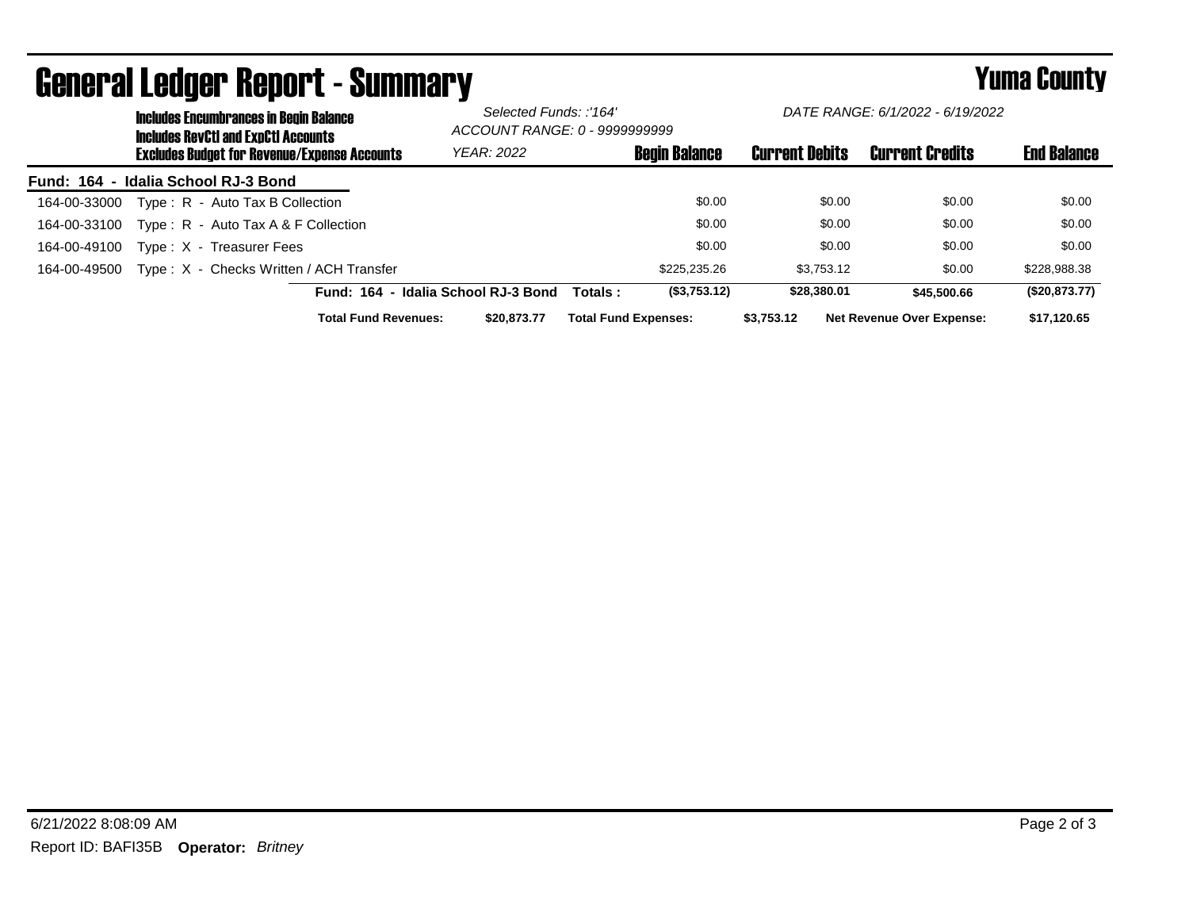# General Ledger Report - Summary

**Yuma County**

**Includes Encumbrances in Begin Balance**
**Includes RevCtl and ExpCtl Accounts**
**Excludes Budget for Revenue/Expense Accounts**

*Selected Funds: :'164'*
*ACCOUNT RANGE: 0 - 9999999999*
*YEAR: 2022*

*DATE RANGE: 6/1/2022 - 6/19/2022*

**Fund: 164 - Idalia School RJ-3 Bond**

| Account | Description | Begin Balance | Current Debits | Current Credits | End Balance |
|---|---|---|---|---|---|
| 164-00-33000 | Type : R - Auto Tax B Collection | $0.00 | $0.00 | $0.00 | $0.00 |
| 164-00-33100 | Type : R - Auto Tax A & F Collection | $0.00 | $0.00 | $0.00 | $0.00 |
| 164-00-49100 | Type : X - Treasurer Fees | $0.00 | $0.00 | $0.00 | $0.00 |
| 164-00-49500 | Type : X - Checks Written / ACH Transfer | $225,235.26 | $3,753.12 | $0.00 | $228,988.38 |
| | **Fund: 164 - Idalia School RJ-3 Bond Totals :** | **($3,753.12)** | **$28,380.01** | **$45,500.66** | **($20,873.77)** |

**Total Fund Revenues:** $20,873.77 **Total Fund Expenses:** $3,753.12 **Net Revenue Over Expense:** $17,120.65

6/21/2022 8:08:09 AM

Report ID: BAFI35B **Operator:** *Britney*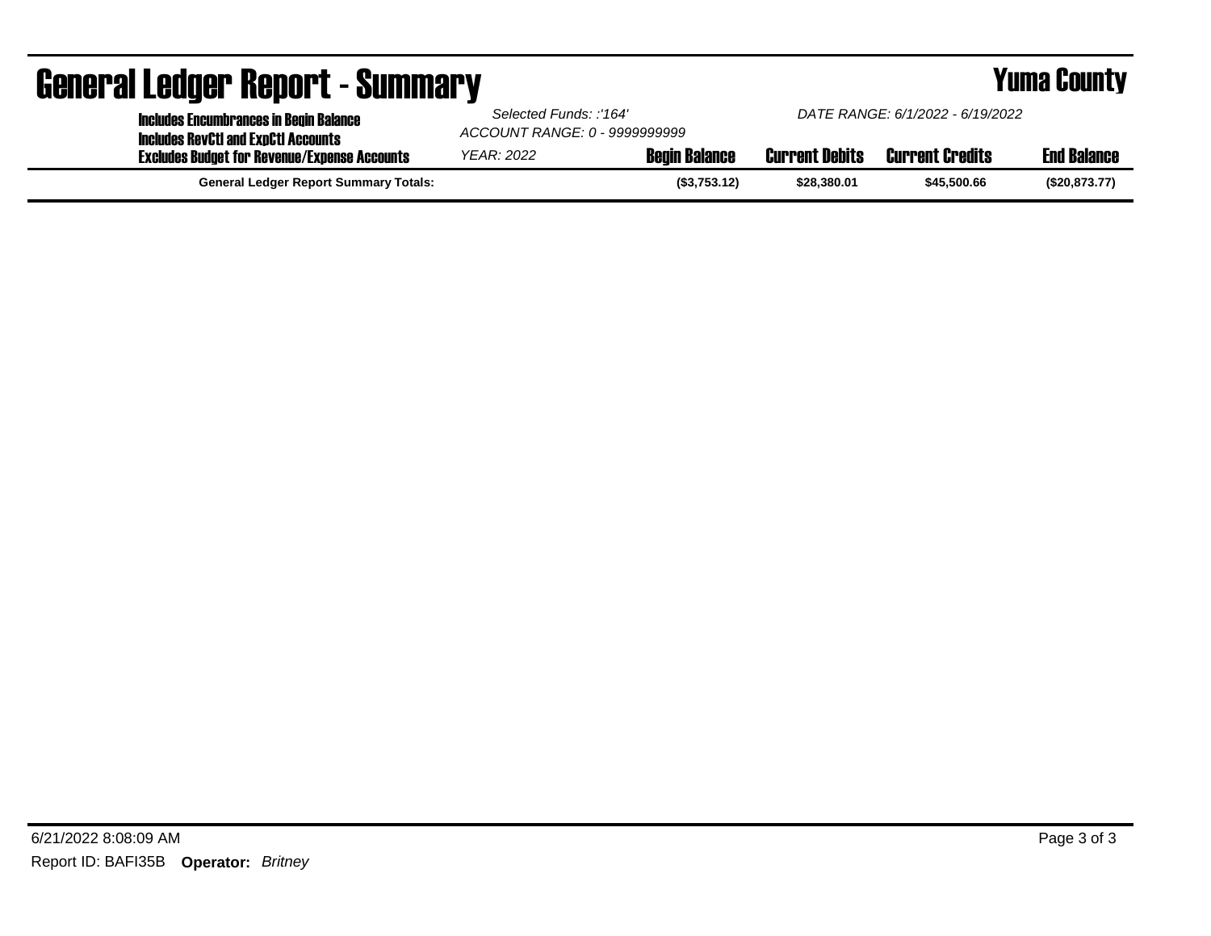# General Ledger Report - Summary

## Yuma County

**Includes Encumbrances in Begin Balance**
**Includes RevCtl and ExpCtl Accounts**
**Excludes Budget for Revenue/Expense Accounts**

*Selected Funds: :'164'*
*ACCOUNT RANGE: 0 - 9999999999*
*YEAR: 2022*

*DATE RANGE: 6/1/2022 - 6/19/2022*

| | Begin Balance | Current Debits | Current Credits | End Balance |
|---|---|---|---|---|
| **General Ledger Report Summary Totals:** | **($3,753.12)** | **$28,380.01** | **$45,500.66** | **($20,873.77)** |

6/21/2022 8:08:09 AM

Report ID: BAFI35B **Operator:** *Britney*